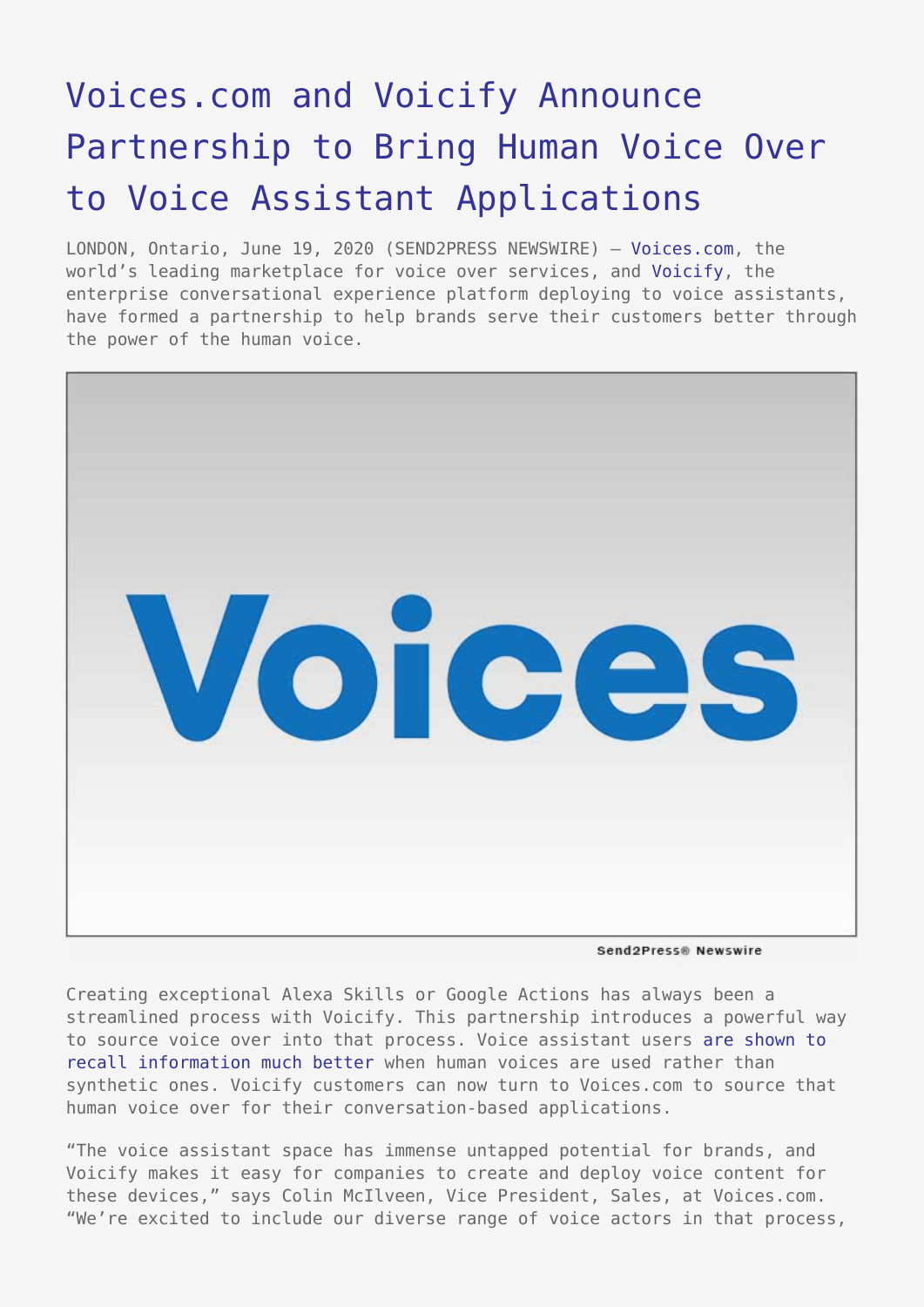# Voices.com and Voicify Announce Partnership to Bring Human Voice Over to Voice Assistant Applications

LONDON, Ontario, June 19, 2020 (SEND2PRESS NEWSWIRE) — Voices.com, the world's leading marketplace for voice over services, and Voicify, the enterprise conversational experience platform deploying to voice assistants, have formed a partnership to help brands serve their customers better through the power of the human voice.

Creating exceptional Alexa Skills or Google Actions has always been a streamlined process with Voicify. This partnership introduces a powerful way to source voice over into that process. Voice assistant users are shown to recall information much better when human voices are used rather than synthetic ones. Voicify customers can now turn to Voices.com to source that human voice over for their conversation-based applications.

"The voice assistant space has immense untapped potential for brands, and Voicify makes it easy for companies to create and deploy voice content for these devices," says Colin McIlveen, Vice President, Sales, at Voices.com. "We're excited to include our diverse range of voice actors in that process,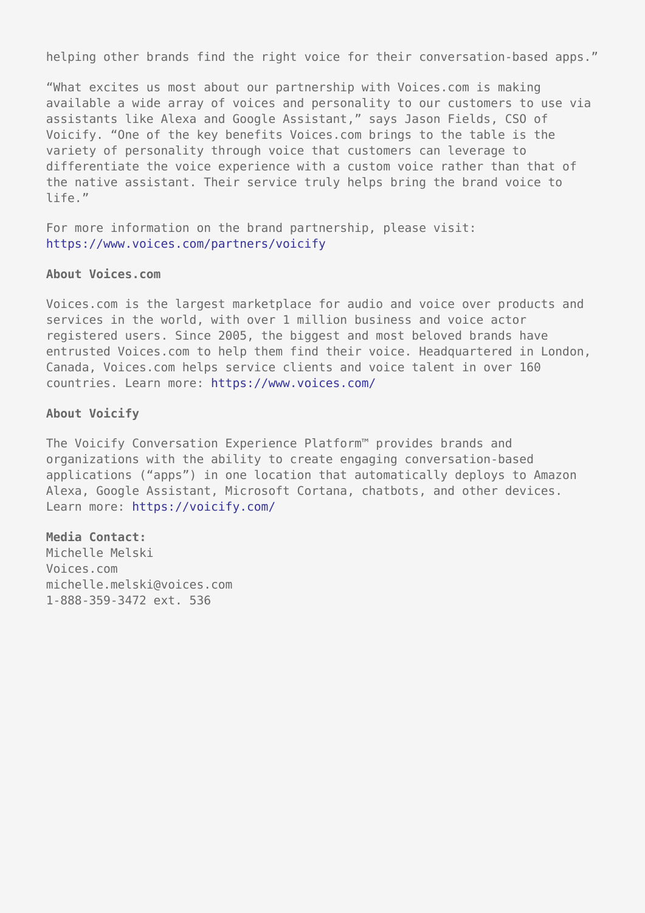helping other brands find the right voice for their conversation-based apps."

"What excites us most about our partnership with Voices.com is making available a wide array of voices and personality to our customers to use via assistants like Alexa and Google Assistant," says Jason Fields, CSO of Voicify. "One of the key benefits Voices.com brings to the table is the variety of personality through voice that customers can leverage to differentiate the voice experience with a custom voice rather than that of the native assistant. Their service truly helps bring the brand voice to life."

For more information on the brand partnership, please visit: https://www.voices.com/partners/voicify

**About Voices.com**

Voices.com is the largest marketplace for audio and voice over products and services in the world, with over 1 million business and voice actor registered users. Since 2005, the biggest and most beloved brands have entrusted Voices.com to help them find their voice. Headquartered in London, Canada, Voices.com helps service clients and voice talent in over 160 countries. Learn more: https://www.voices.com/

**About Voicify**

The Voicify Conversation Experience Platform™ provides brands and organizations with the ability to create engaging conversation-based applications ("apps") in one location that automatically deploys to Amazon Alexa, Google Assistant, Microsoft Cortana, chatbots, and other devices. Learn more: https://voicify.com/

**Media Contact:**
Michelle Melski
Voices.com
michelle.melski@voices.com
1-888-359-3472 ext. 536